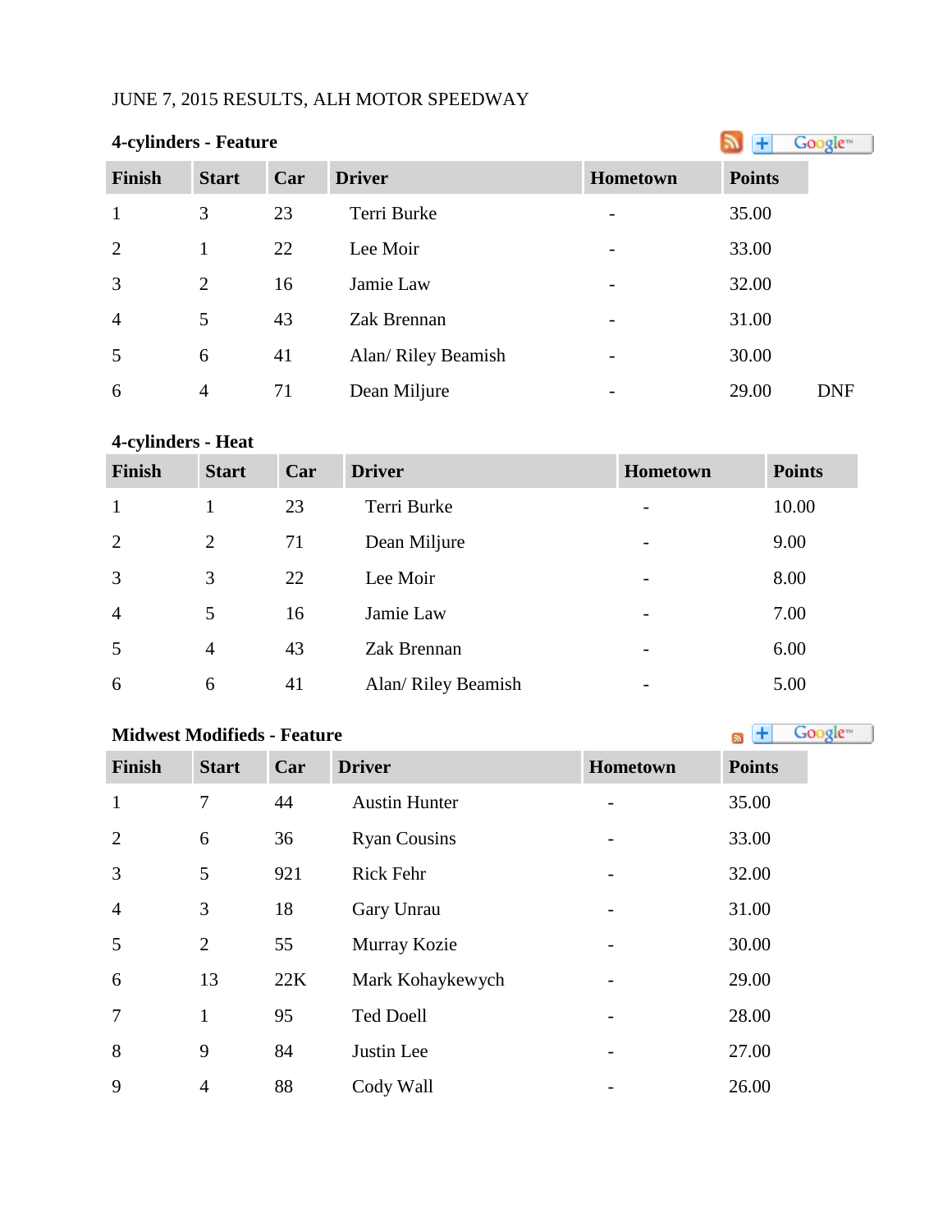JUNE 7, 2015 RESULTS, ALH MOTOR SPEEDWAY

**4-cylinders - Feature**

| Finish | Start | Car | Driver | Hometown | Points | |
|---|---|---|---|---|---|---|
| 1 | 3 | 23 | Terri Burke | - | 35.00 | |
| 2 | 1 | 22 | Lee Moir | - | 33.00 | |
| 3 | 2 | 16 | Jamie Law | - | 32.00 | |
| 4 | 5 | 43 | Zak Brennan | - | 31.00 | |
| 5 | 6 | 41 | Alan/ Riley Beamish | - | 30.00 | |
| 6 | 4 | 71 | Dean Miljure | - | 29.00 | DNF |

**4-cylinders - Heat**

| Finish | Start | Car | Driver | Hometown | Points |
|---|---|---|---|---|---|
| 1 | 1 | 23 | Terri Burke | - | 10.00 |
| 2 | 2 | 71 | Dean Miljure | - | 9.00 |
| 3 | 3 | 22 | Lee Moir | - | 8.00 |
| 4 | 5 | 16 | Jamie Law | - | 7.00 |
| 5 | 4 | 43 | Zak Brennan | - | 6.00 |
| 6 | 6 | 41 | Alan/ Riley Beamish | - | 5.00 |

**Midwest Modifieds - Feature**

| Finish | Start | Car | Driver | Hometown | Points |
|---|---|---|---|---|---|
| 1 | 7 | 44 | Austin Hunter | - | 35.00 |
| 2 | 6 | 36 | Ryan Cousins | - | 33.00 |
| 3 | 5 | 921 | Rick Fehr | - | 32.00 |
| 4 | 3 | 18 | Gary Unrau | - | 31.00 |
| 5 | 2 | 55 | Murray Kozie | - | 30.00 |
| 6 | 13 | 22K | Mark Kohaykewych | - | 29.00 |
| 7 | 1 | 95 | Ted Doell | - | 28.00 |
| 8 | 9 | 84 | Justin Lee | - | 27.00 |
| 9 | 4 | 88 | Cody Wall | - | 26.00 |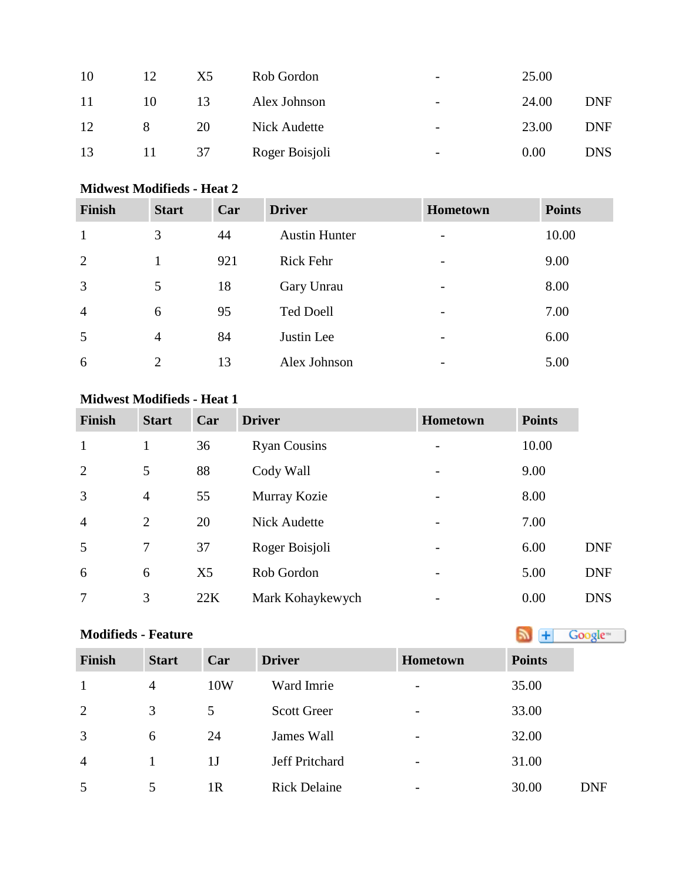| | | | | | | |
|---|---|---|---|---|---|---|
| 10 | 12 | X5 | Rob Gordon | - | 25.00 | |
| 11 | 10 | 13 | Alex Johnson | - | 24.00 | DNF |
| 12 | 8 | 20 | Nick Audette | - | 23.00 | DNF |
| 13 | 11 | 37 | Roger Boisjoli | - | 0.00 | DNS |

**Midwest Modifieds - Heat 2**

| Finish | Start | Car | Driver | Hometown | Points |
|---|---|---|---|---|---|
| 1 | 3 | 44 | Austin Hunter | - | 10.00 |
| 2 | 1 | 921 | Rick Fehr | - | 9.00 |
| 3 | 5 | 18 | Gary Unrau | - | 8.00 |
| 4 | 6 | 95 | Ted Doell | - | 7.00 |
| 5 | 4 | 84 | Justin Lee | - | 6.00 |
| 6 | 2 | 13 | Alex Johnson | - | 5.00 |

**Midwest Modifieds - Heat 1**

| Finish | Start | Car | Driver | Hometown | Points | |
|---|---|---|---|---|---|---|
| 1 | 1 | 36 | Ryan Cousins | - | 10.00 | |
| 2 | 5 | 88 | Cody Wall | - | 9.00 | |
| 3 | 4 | 55 | Murray Kozie | - | 8.00 | |
| 4 | 2 | 20 | Nick Audette | - | 7.00 | |
| 5 | 7 | 37 | Roger Boisjoli | - | 6.00 | DNF |
| 6 | 6 | X5 | Rob Gordon | - | 5.00 | DNF |
| 7 | 3 | 22K | Mark Kohaykewych | - | 0.00 | DNS |

**Modifieds - Feature**

| Finish | Start | Car | Driver | Hometown | Points | |
|---|---|---|---|---|---|---|
| 1 | 4 | 10W | Ward Imrie | - | 35.00 | |
| 2 | 3 | 5 | Scott Greer | - | 33.00 | |
| 3 | 6 | 24 | James Wall | - | 32.00 | |
| 4 | 1 | 1J | Jeff Pritchard | - | 31.00 | |
| 5 | 5 | 1R | Rick Delaine | - | 30.00 | DNF |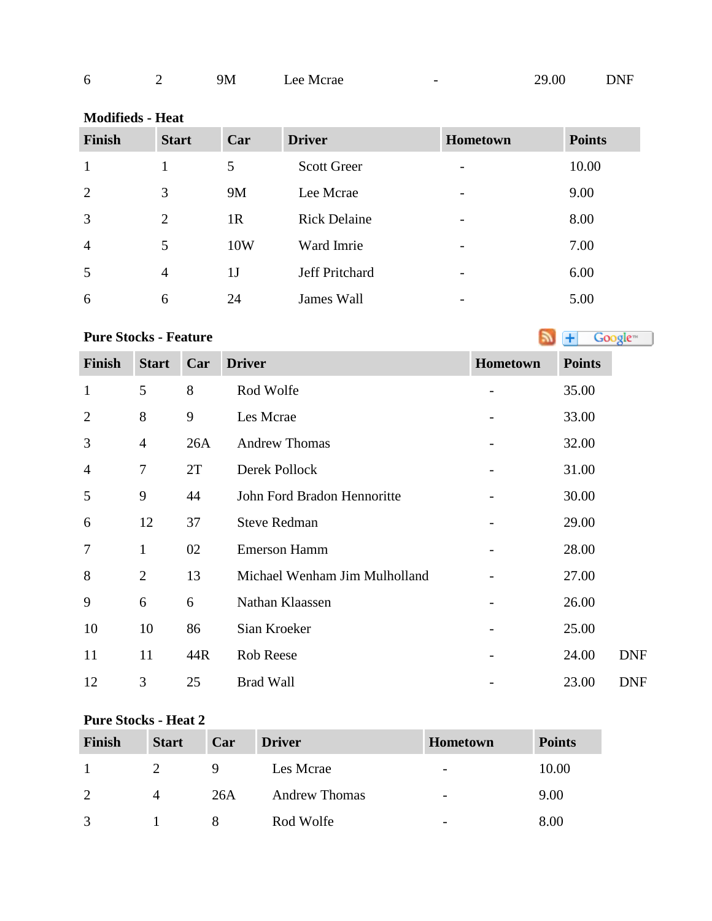| 6 | 2 | 9M | Lee Mcrae | - | 29.00 | DNF |
|---|---|---|---|---|---|---|

**Modifieds - Heat**

| Finish | Start | Car | Driver | Hometown | Points |
|---|---|---|---|---|---|
| 1 | 1 | 5 | Scott Greer | - | 10.00 |
| 2 | 3 | 9M | Lee Mcrae | - | 9.00 |
| 3 | 2 | 1R | Rick Delaine | - | 8.00 |
| 4 | 5 | 10W | Ward Imrie | - | 7.00 |
| 5 | 4 | 1J | Jeff Pritchard | - | 6.00 |
| 6 | 6 | 24 | James Wall | - | 5.00 |

**Pure Stocks - Feature**

| Finish | Start | Car | Driver | Hometown | Points | |
|---|---|---|---|---|---|---|
| 1 | 5 | 8 | Rod Wolfe | - | 35.00 | |
| 2 | 8 | 9 | Les Mcrae | - | 33.00 | |
| 3 | 4 | 26A | Andrew Thomas | - | 32.00 | |
| 4 | 7 | 2T | Derek Pollock | - | 31.00 | |
| 5 | 9 | 44 | John Ford Bradon Hennoritte | - | 30.00 | |
| 6 | 12 | 37 | Steve Redman | - | 29.00 | |
| 7 | 1 | 02 | Emerson Hamm | - | 28.00 | |
| 8 | 2 | 13 | Michael Wenham Jim Mulholland | - | 27.00 | |
| 9 | 6 | 6 | Nathan Klaassen | - | 26.00 | |
| 10 | 10 | 86 | Sian Kroeker | - | 25.00 | |
| 11 | 11 | 44R | Rob Reese | - | 24.00 | DNF |
| 12 | 3 | 25 | Brad Wall | - | 23.00 | DNF |

**Pure Stocks - Heat 2**

| Finish | Start | Car | Driver | Hometown | Points |
|---|---|---|---|---|---|
| 1 | 2 | 9 | Les Mcrae | - | 10.00 |
| 2 | 4 | 26A | Andrew Thomas | - | 9.00 |
| 3 | 1 | 8 | Rod Wolfe | - | 8.00 |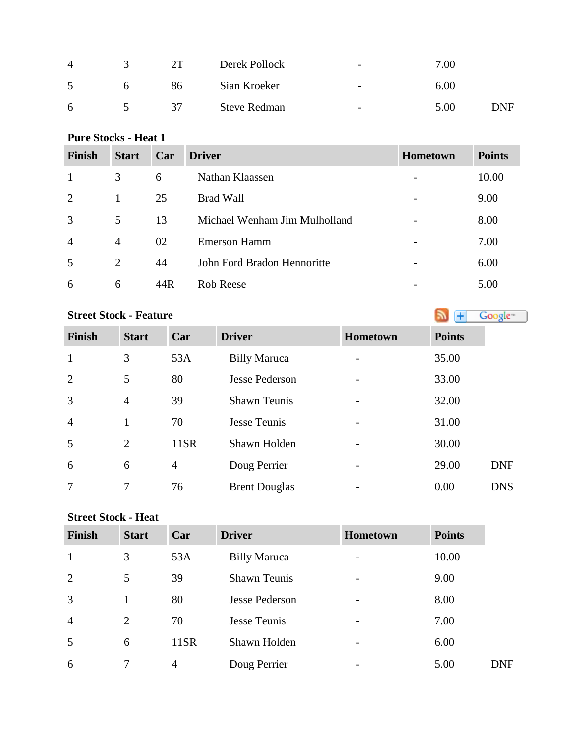| | | | | | | |
|---|---|---|---|---|---|---|
| 4 | 3 | 2T | Derek Pollock | - | 7.00 | |
| 5 | 6 | 86 | Sian Kroeker | - | 6.00 | |
| 6 | 5 | 37 | Steve Redman | - | 5.00 | DNF |

**Pure Stocks - Heat 1**

| Finish | Start | Car | Driver | Hometown | Points |
|---|---|---|---|---|---|
| 1 | 3 | 6 | Nathan Klaassen | - | 10.00 |
| 2 | 1 | 25 | Brad Wall | - | 9.00 |
| 3 | 5 | 13 | Michael Wenham Jim Mulholland | - | 8.00 |
| 4 | 4 | 02 | Emerson Hamm | - | 7.00 |
| 5 | 2 | 44 | John Ford Bradon Hennoritte | - | 6.00 |
| 6 | 6 | 44R | Rob Reese | - | 5.00 |

**Street Stock - Feature**

| Finish | Start | Car | Driver | Hometown | Points | |
|---|---|---|---|---|---|---|
| 1 | 3 | 53A | Billy Maruca | - | 35.00 | |
| 2 | 5 | 80 | Jesse Pederson | - | 33.00 | |
| 3 | 4 | 39 | Shawn Teunis | - | 32.00 | |
| 4 | 1 | 70 | Jesse Teunis | - | 31.00 | |
| 5 | 2 | 11SR | Shawn Holden | - | 30.00 | |
| 6 | 6 | 4 | Doug Perrier | - | 29.00 | DNF |
| 7 | 7 | 76 | Brent Douglas | - | 0.00 | DNS |

**Street Stock - Heat**

| Finish | Start | Car | Driver | Hometown | Points | |
|---|---|---|---|---|---|---|
| 1 | 3 | 53A | Billy Maruca | - | 10.00 | |
| 2 | 5 | 39 | Shawn Teunis | - | 9.00 | |
| 3 | 1 | 80 | Jesse Pederson | - | 8.00 | |
| 4 | 2 | 70 | Jesse Teunis | - | 7.00 | |
| 5 | 6 | 11SR | Shawn Holden | - | 6.00 | |
| 6 | 7 | 4 | Doug Perrier | - | 5.00 | DNF |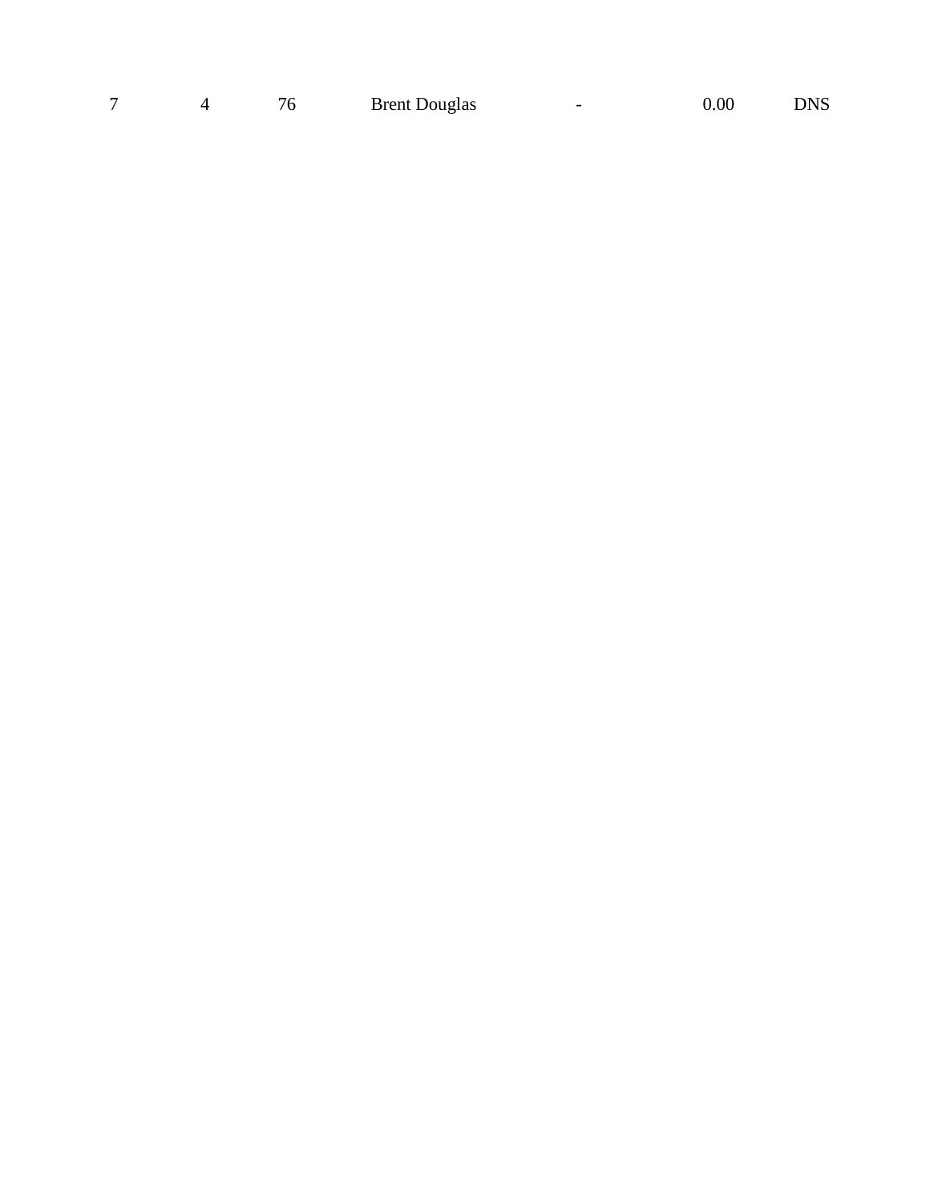| | | | | | | |
|---|---|---|---|---|---|---|
| 7 | 4 | 76 | Brent Douglas | - | 0.00 | DNS |